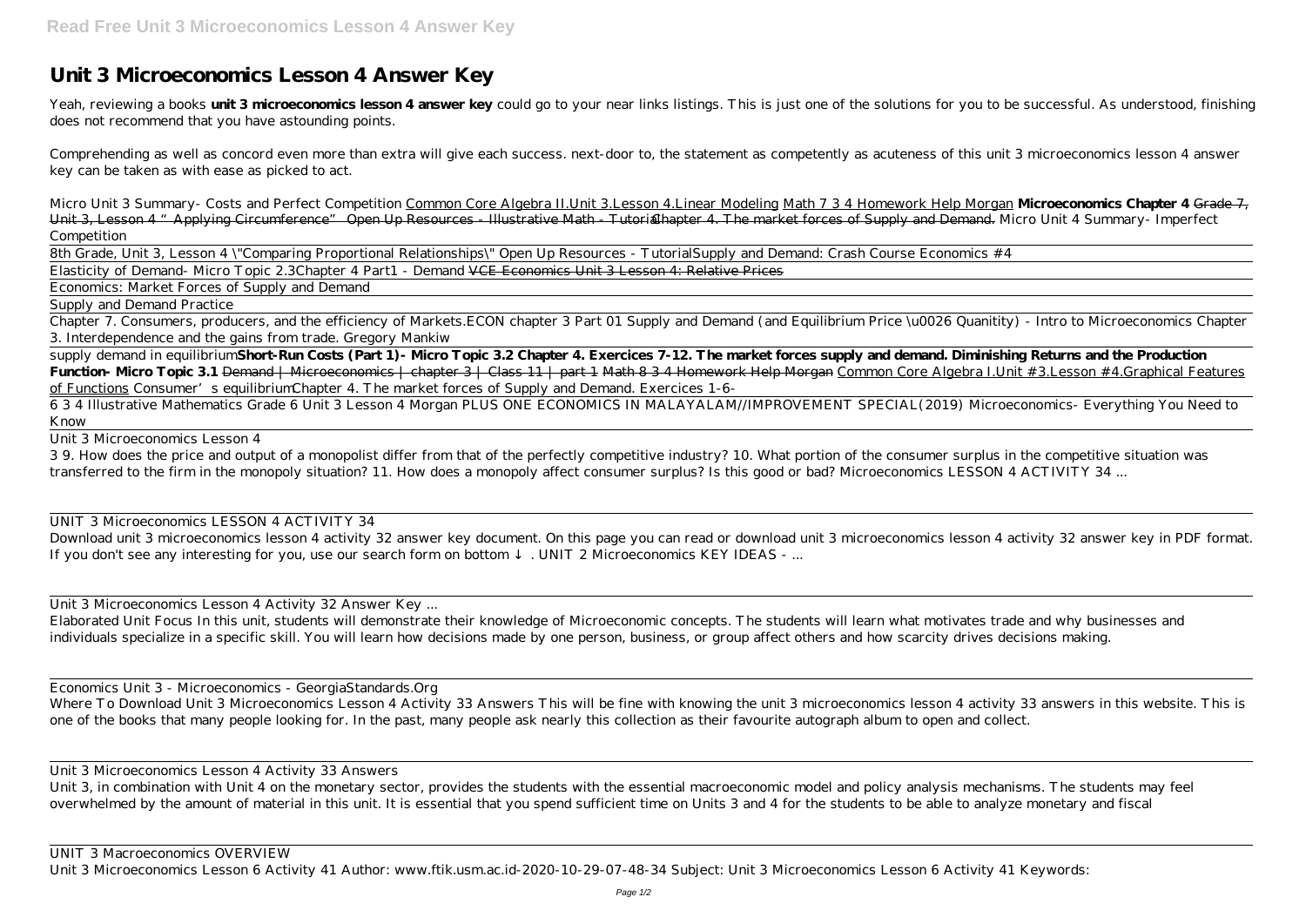# Unit 3 Microeconomics Lesson 4 Answer Key

Yeah, reviewing a books **unit 3 microeconomics lesson 4 answer key** could go to your near links listings. This is just one of the solutions for you to be successful. As understood, finishing does not recommend that you have astounding points.

Comprehending as well as concord even more than extra will give each success. next-door to, the statement as competently as acuteness of this unit 3 microeconomics lesson 4 answer key can be taken as with ease as picked to act.

*Micro Unit 3 Summary- Costs and Perfect Competition* Common Core Algebra II.Unit 3.Lesson 4.Linear Modeling Math 7 3 4 Homework Help Morgan **Microeconomics Chapter 4** ~~Grade 7, Unit 3, Lesson 4 "Applying Circumference" Open Up Resources - Illustrative Math - Tutorial~~ ~~Chapter 4. The market forces of Supply and Demand.~~ *Micro Unit 4 Summary- Imperfect Competition*

8th Grade, Unit 3, Lesson 4 \"Comparing Proportional Relationships\" Open Up Resources - Tutorial *Supply and Demand: Crash Course Economics #4*

*Elasticity of Demand- Micro Topic 2.3* *Chapter 4 Part1 - Demand* ~~VCE Economics Unit 3 Lesson 4: Relative Prices~~

Economics: Market Forces of Supply and Demand

Supply and Demand Practice

*Chapter 7. Consumers, producers, and the efficiency of Markets.* *ECON chapter 3 Part 01* *Supply and Demand (and Equilibrium Price \u0026 Quanitity) - Intro to Microeconomics* *Chapter 3. Interdependence and the gains from trade. Gregory Mankiw*

*supply demand in equilibrium* **Short-Run Costs (Part 1)- Micro Topic 3.2** **Chapter 4. Exercices 7-12. The market forces supply and demand.** **Diminishing Returns and the Production Function- Micro Topic 3.1** ~~Demand | Microeconomics | chapter 3 | Class 11 | part 1~~ ~~Math 8 3 4 Homework Help Morgan~~ Common Core Algebra I.Unit #3.Lesson #4.Graphical Features of Functions *Consumer's equilibrium* *Chapter 4. The market forces of Supply and Demand. Exercices 1-6-*

6 3 4 Illustrative Mathematics Grade 6 Unit 3 Lesson 4 Morgan *PLUS ONE ECONOMICS IN MALAYALAM//IMPROVEMENT SPECIAL(2019)* *Microeconomics- Everything You Need to Know*

Unit 3 Microeconomics Lesson 4

3 9. How does the price and output of a monopolist differ from that of the perfectly competitive industry? 10. What portion of the consumer surplus in the competitive situation was transferred to the firm in the monopoly situation? 11. How does a monopoly affect consumer surplus? Is this good or bad? Microeconomics LESSON 4 ACTIVITY 34 ...

UNIT 3 Microeconomics LESSON 4 ACTIVITY 34

Download unit 3 microeconomics lesson 4 activity 32 answer key document. On this page you can read or download unit 3 microeconomics lesson 4 activity 32 answer key in PDF format. If you don't see any interesting for you, use our search form on bottom ↓ . UNIT 2 Microeconomics KEY IDEAS - ...

Unit 3 Microeconomics Lesson 4 Activity 32 Answer Key ...

Elaborated Unit Focus In this unit, students will demonstrate their knowledge of Microeconomic concepts. The students will learn what motivates trade and why businesses and individuals specialize in a specific skill. You will learn how decisions made by one person, business, or group affect others and how scarcity drives decisions making.

Economics Unit 3 - Microeconomics - GeorgiaStandards.Org

Where To Download Unit 3 Microeconomics Lesson 4 Activity 33 Answers This will be fine with knowing the unit 3 microeconomics lesson 4 activity 33 answers in this website. This is one of the books that many people looking for. In the past, many people ask nearly this collection as their favourite autograph album to open and collect.

Unit 3 Microeconomics Lesson 4 Activity 33 Answers

Unit 3, in combination with Unit 4 on the monetary sector, provides the students with the essential macroeconomic model and policy analysis mechanisms. The students may feel overwhelmed by the amount of material in this unit. It is essential that you spend sufficient time on Units 3 and 4 for the students to be able to analyze monetary and fiscal

UNIT 3 Macroeconomics OVERVIEW

Unit 3 Microeconomics Lesson 6 Activity 41 Author: www.ftik.usm.ac.id-2020-10-29-07-48-34 Subject: Unit 3 Microeconomics Lesson 6 Activity 41 Keywords: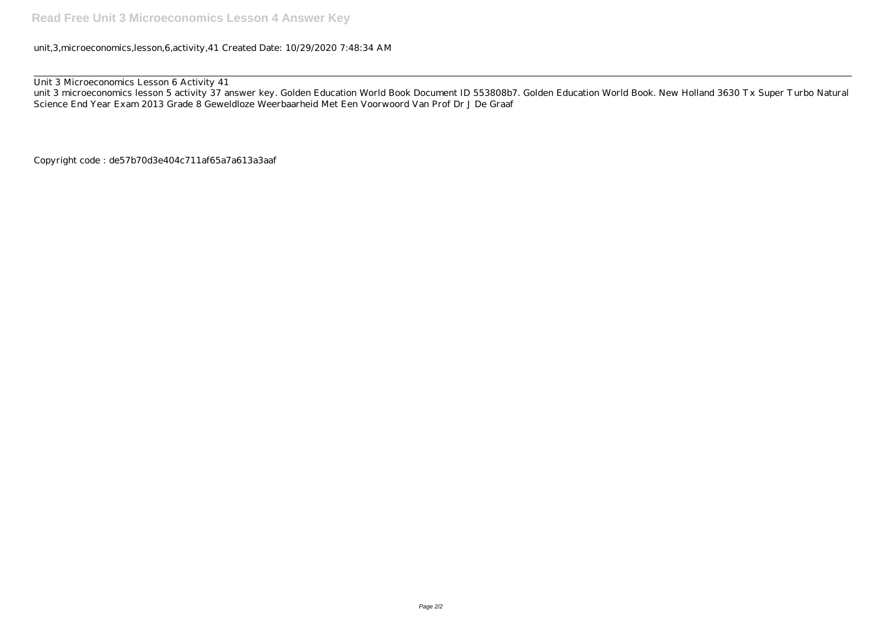unit,3,microeconomics,lesson,6,activity,41 Created Date: 10/29/2020 7:48:34 AM

---

Unit 3 Microeconomics Lesson 6 Activity 41

unit 3 microeconomics lesson 5 activity 37 answer key. Golden Education World Book Document ID 553808b7. Golden Education World Book. New Holland 3630 Tx Super Turbo Natural Science End Year Exam 2013 Grade 8 Geweldloze Weerbaarheid Met Een Voorwoord Van Prof Dr J De Graaf

Copyright code : de57b70d3e404c711af65a7a613a3aaf